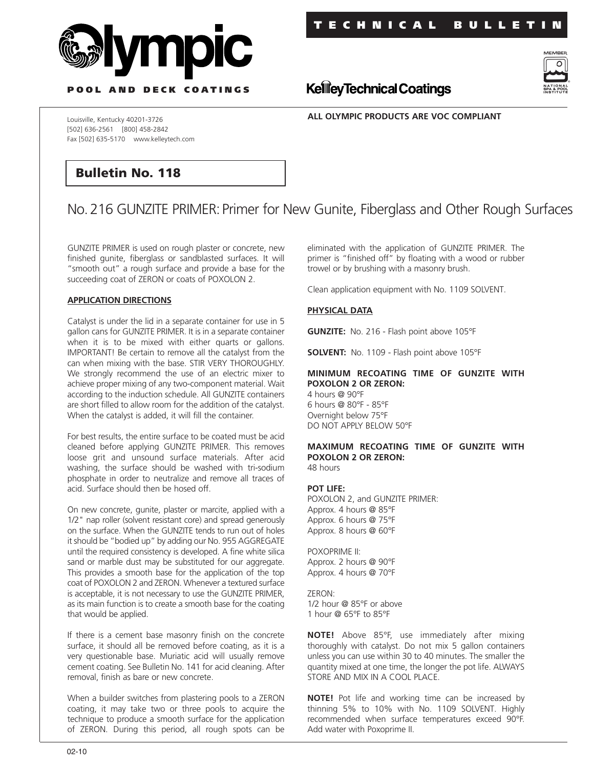**Olympic**

**POOL AND DECK COATINGS**

**TECHNICAL BULLETIN**

**KelleyTechnicalCoatings**

MEMBER NATIONAL SPA & POOL INSTITUTE

Louisville, Kentucky 40201-3726
[502] 636-2561 [800] 458-2842
Fax [502] 635-5170 www.kelleytech.com

**ALL OLYMPIC PRODUCTS ARE VOC COMPLIANT**

## Bulletin No. 118

# No. 216 GUNZITE PRIMER: Primer for New Gunite, Fiberglass and Other Rough Surfaces

GUNZITE PRIMER is used on rough plaster or concrete, new finished gunite, fiberglass or sandblasted surfaces. It will "smooth out" a rough surface and provide a base for the succeeding coat of ZERON or coats of POXOLON 2.

### APPLICATION DIRECTIONS

Catalyst is under the lid in a separate container for use in 5 gallon cans for GUNZITE PRIMER. It is in a separate container when it is to be mixed with either quarts or gallons. IMPORTANT! Be certain to remove all the catalyst from the can when mixing with the base. STIR VERY THOROUGHLY. We strongly recommend the use of an electric mixer to achieve proper mixing of any two-component material. Wait according to the induction schedule. All GUNZITE containers are short filled to allow room for the addition of the catalyst. When the catalyst is added, it will fill the container.

For best results, the entire surface to be coated must be acid cleaned before applying GUNZITE PRIMER. This removes loose grit and unsound surface materials. After acid washing, the surface should be washed with tri-sodium phosphate in order to neutralize and remove all traces of acid. Surface should then be hosed off.

On new concrete, gunite, plaster or marcite, applied with a 1/2" nap roller (solvent resistant core) and spread generously on the surface. When the GUNZITE tends to run out of holes it should be "bodied up" by adding our No. 955 AGGREGATE until the required consistency is developed. A fine white silica sand or marble dust may be substituted for our aggregate. This provides a smooth base for the application of the top coat of POXOLON 2 and ZERON. Whenever a textured surface is acceptable, it is not necessary to use the GUNZITE PRIMER, as its main function is to create a smooth base for the coating that would be applied.

If there is a cement base masonry finish on the concrete surface, it should all be removed before coating, as it is a very questionable base. Muriatic acid will usually remove cement coating. See Bulletin No. 141 for acid cleaning. After removal, finish as bare or new concrete.

When a builder switches from plastering pools to a ZERON coating, it may take two or three pools to acquire the technique to produce a smooth surface for the application of ZERON. During this period, all rough spots can be eliminated with the application of GUNZITE PRIMER. The primer is "finished off" by floating with a wood or rubber trowel or by brushing with a masonry brush.

Clean application equipment with No. 1109 SOLVENT.

### PHYSICAL DATA

**GUNZITE:** No. 216 - Flash point above 105°F

**SOLVENT:** No. 1109 - Flash point above 105°F

**MINIMUM RECOATING TIME OF GUNZITE WITH POXOLON 2 OR ZERON:**
4 hours @ 90°F
6 hours @ 80°F - 85°F
Overnight below 75°F
DO NOT APPLY BELOW 50°F

**MAXIMUM RECOATING TIME OF GUNZITE WITH POXOLON 2 OR ZERON:**
48 hours

**POT LIFE:**
POXOLON 2, and GUNZITE PRIMER:
Approx. 4 hours @ 85°F
Approx. 6 hours @ 75°F
Approx. 8 hours @ 60°F

POXOPRIME II:
Approx. 2 hours @ 90°F
Approx. 4 hours @ 70°F

ZERON:
1/2 hour @ 85°F or above
1 hour @ 65°F to 85°F

**NOTE!** Above 85°F, use immediately after mixing thoroughly with catalyst. Do not mix 5 gallon containers unless you can use within 30 to 40 minutes. The smaller the quantity mixed at one time, the longer the pot life. ALWAYS STORE AND MIX IN A COOL PLACE.

**NOTE!** Pot life and working time can be increased by thinning 5% to 10% with No. 1109 SOLVENT. Highly recommended when surface temperatures exceed 90°F. Add water with Poxoprime II.

02-10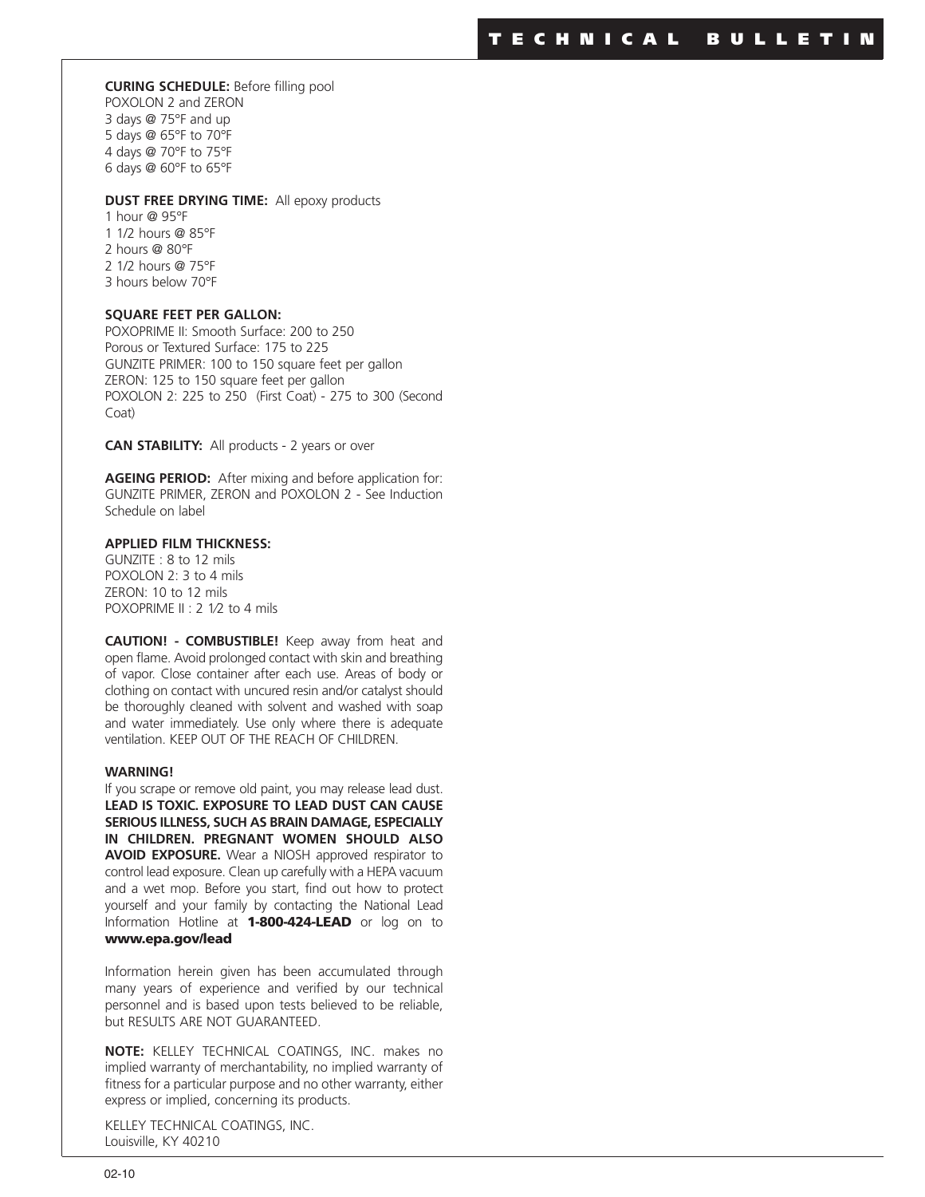**CURING SCHEDULE:** Before filling pool
POXOLON 2 and ZERON
3 days @ 75°F and up
5 days @ 65°F to 70°F
4 days @ 70°F to 75°F
6 days @ 60°F to 65°F

**DUST FREE DRYING TIME:** All epoxy products
1 hour @ 95°F
1 1/2 hours @ 85°F
2 hours @ 80°F
2 1/2 hours @ 75°F
3 hours below 70°F

**SQUARE FEET PER GALLON:**
POXOPRIME II: Smooth Surface: 200 to 250
Porous or Textured Surface: 175 to 225
GUNZITE PRIMER: 100 to 150 square feet per gallon
ZERON: 125 to 150 square feet per gallon
POXOLON 2: 225 to 250 (First Coat) - 275 to 300 (Second Coat)

**CAN STABILITY:** All products - 2 years or over

**AGEING PERIOD:** After mixing and before application for: GUNZITE PRIMER, ZERON and POXOLON 2 - See Induction Schedule on label

**APPLIED FILM THICKNESS:**
GUNZITE : 8 to 12 mils
POXOLON 2: 3 to 4 mils
ZERON: 10 to 12 mils
POXOPRIME II : 2 1⁄2 to 4 mils

**CAUTION! - COMBUSTIBLE!** Keep away from heat and open flame. Avoid prolonged contact with skin and breathing of vapor. Close container after each use. Areas of body or clothing on contact with uncured resin and/or catalyst should be thoroughly cleaned with solvent and washed with soap and water immediately. Use only where there is adequate ventilation. KEEP OUT OF THE REACH OF CHILDREN.

**WARNING!**
If you scrape or remove old paint, you may release lead dust. **LEAD IS TOXIC. EXPOSURE TO LEAD DUST CAN CAUSE SERIOUS ILLNESS, SUCH AS BRAIN DAMAGE, ESPECIALLY IN CHILDREN. PREGNANT WOMEN SHOULD ALSO AVOID EXPOSURE.** Wear a NIOSH approved respirator to control lead exposure. Clean up carefully with a HEPA vacuum and a wet mop. Before you start, find out how to protect yourself and your family by contacting the National Lead Information Hotline at **1-800-424-LEAD** or log on to **www.epa.gov/lead**

Information herein given has been accumulated through many years of experience and verified by our technical personnel and is based upon tests believed to be reliable, but RESULTS ARE NOT GUARANTEED.

**NOTE:** KELLEY TECHNICAL COATINGS, INC. makes no implied warranty of merchantability, no implied warranty of fitness for a particular purpose and no other warranty, either express or implied, concerning its products.

KELLEY TECHNICAL COATINGS, INC.
Louisville, KY 40210

02-10